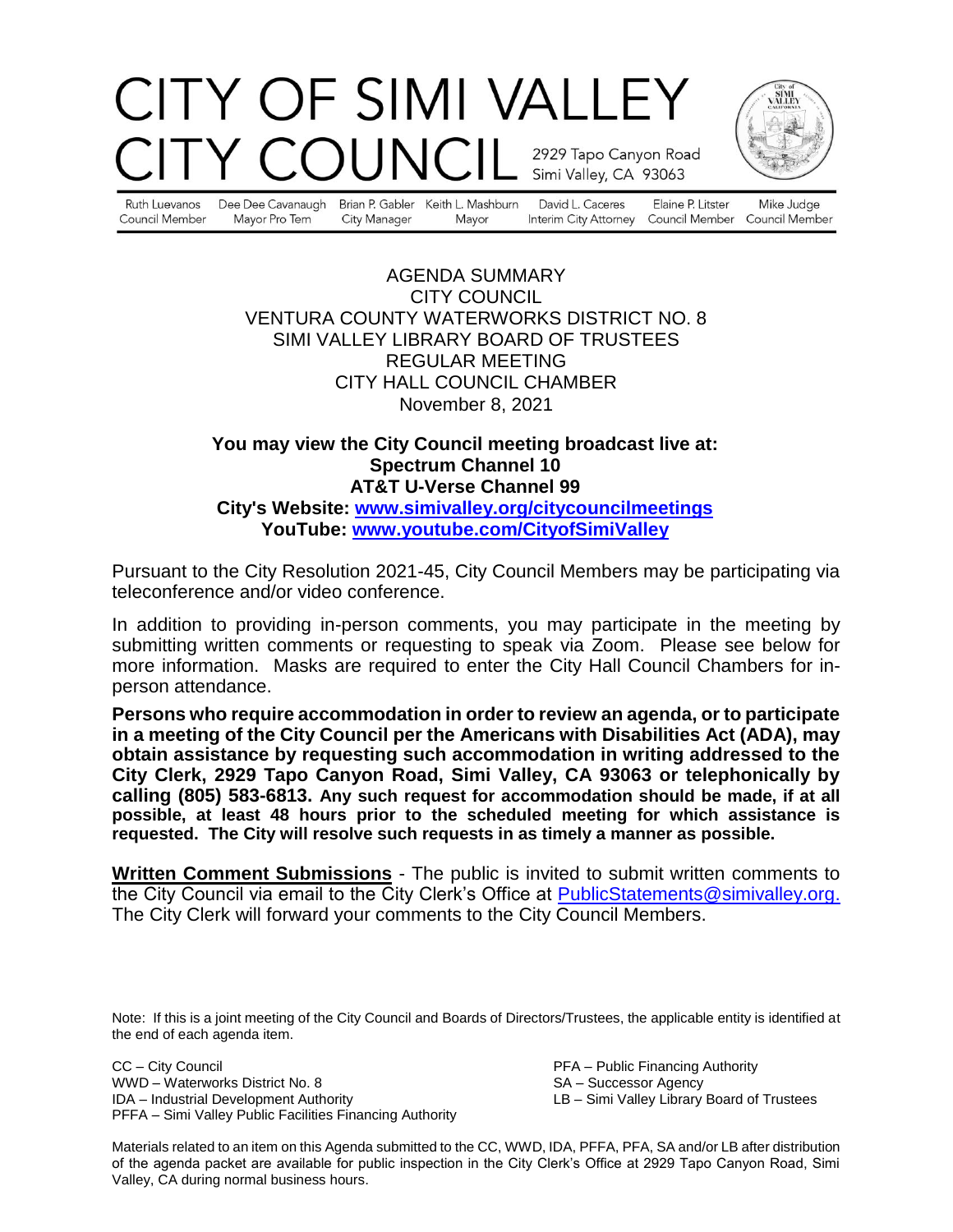# CITY OF SIMI VALLEY
# CITY COUNCIL

2929 Tapo Canyon Road
Simi Valley, CA 93063

| Ruth Luevanos | Dee Dee Cavanaugh | Brian P. Gabler | Keith L. Mashburn | David L. Caceres | Elaine P. Litster | Mike Judge |
|---|---|---|---|---|---|---|
| Council Member | Mayor Pro Tem | City Manager | Mayor | Interim City Attorney | Council Member | Council Member |

AGENDA SUMMARY
CITY COUNCIL
VENTURA COUNTY WATERWORKS DISTRICT NO. 8
SIMI VALLEY LIBRARY BOARD OF TRUSTEES
REGULAR MEETING
CITY HALL COUNCIL CHAMBER
November 8, 2021

**You may view the City Council meeting broadcast live at:**
**Spectrum Channel 10**
**AT&T U-Verse Channel 99**
**City's Website: [www.simivalley.org/citycouncilmeetings](http://www.simivalley.org/citycouncilmeetings)**
**YouTube: [www.youtube.com/CityofSimiValley](http://www.youtube.com/CityofSimiValley)**

Pursuant to the City Resolution 2021-45, City Council Members may be participating via teleconference and/or video conference.

In addition to providing in-person comments, you may participate in the meeting by submitting written comments or requesting to speak via Zoom. Please see below for more information. Masks are required to enter the City Hall Council Chambers for in-person attendance.

**Persons who require accommodation in order to review an agenda, or to participate in a meeting of the City Council per the Americans with Disabilities Act (ADA), may obtain assistance by requesting such accommodation in writing addressed to the City Clerk, 2929 Tapo Canyon Road, Simi Valley, CA 93063 or telephonically by calling (805) 583-6813. Any such request for accommodation should be made, if at all possible, at least 48 hours prior to the scheduled meeting for which assistance is requested. The City will resolve such requests in as timely a manner as possible.**

**Written Comment Submissions** - The public is invited to submit written comments to the City Council via email to the City Clerk's Office at PublicStatements@simivalley.org. The City Clerk will forward your comments to the City Council Members.

Note: If this is a joint meeting of the City Council and Boards of Directors/Trustees, the applicable entity is identified at the end of each agenda item.

CC – City Council
WWD – Waterworks District No. 8
IDA – Industrial Development Authority
PFFA – Simi Valley Public Facilities Financing Authority
PFA – Public Financing Authority
SA – Successor Agency
LB – Simi Valley Library Board of Trustees

Materials related to an item on this Agenda submitted to the CC, WWD, IDA, PFFA, PFA, SA and/or LB after distribution of the agenda packet are available for public inspection in the City Clerk's Office at 2929 Tapo Canyon Road, Simi Valley, CA during normal business hours.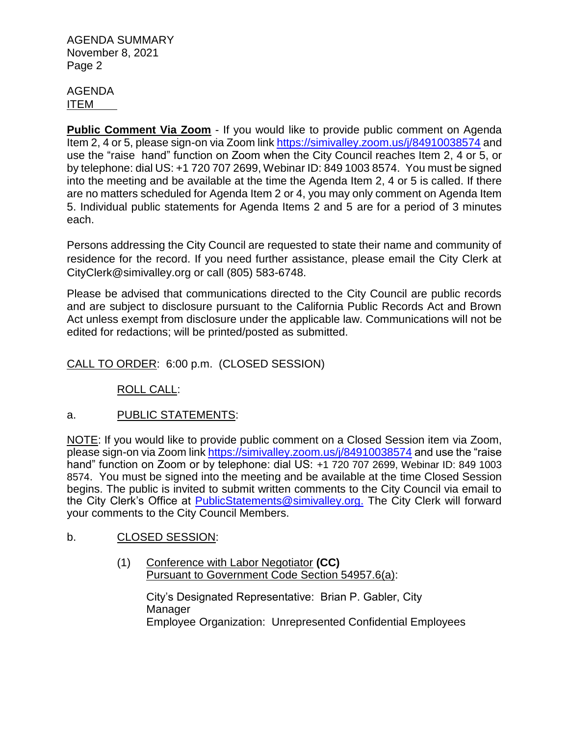AGENDA
ITEM

**Public Comment Via Zoom** - If you would like to provide public comment on Agenda Item 2, 4 or 5, please sign-on via Zoom link https://simivalley.zoom.us/j/84910038574 and use the "raise hand" function on Zoom when the City Council reaches Item 2, 4 or 5, or by telephone: dial US: +1 720 707 2699, Webinar ID: 849 1003 8574. You must be signed into the meeting and be available at the time the Agenda Item 2, 4 or 5 is called. If there are no matters scheduled for Agenda Item 2 or 4, you may only comment on Agenda Item 5. Individual public statements for Agenda Items 2 and 5 are for a period of 3 minutes each.

Persons addressing the City Council are requested to state their name and community of residence for the record. If you need further assistance, please email the City Clerk at CityClerk@simivalley.org or call (805) 583-6748.

Please be advised that communications directed to the City Council are public records and are subject to disclosure pursuant to the California Public Records Act and Brown Act unless exempt from disclosure under the applicable law. Communications will not be edited for redactions; will be printed/posted as submitted.

CALL TO ORDER: 6:00 p.m. (CLOSED SESSION)

ROLL CALL:

a. PUBLIC STATEMENTS:

NOTE: If you would like to provide public comment on a Closed Session item via Zoom, please sign-on via Zoom link https://simivalley.zoom.us/j/84910038574 and use the "raise hand" function on Zoom or by telephone: dial US: +1 720 707 2699, Webinar ID: 849 1003 8574. You must be signed into the meeting and be available at the time Closed Session begins. The public is invited to submit written comments to the City Council via email to the City Clerk's Office at PublicStatements@simivalley.org. The City Clerk will forward your comments to the City Council Members.

b. CLOSED SESSION:

(1) Conference with Labor Negotiator **(CC)**
Pursuant to Government Code Section 54957.6(a):

City's Designated Representative: Brian P. Gabler, City Manager
Employee Organization: Unrepresented Confidential Employees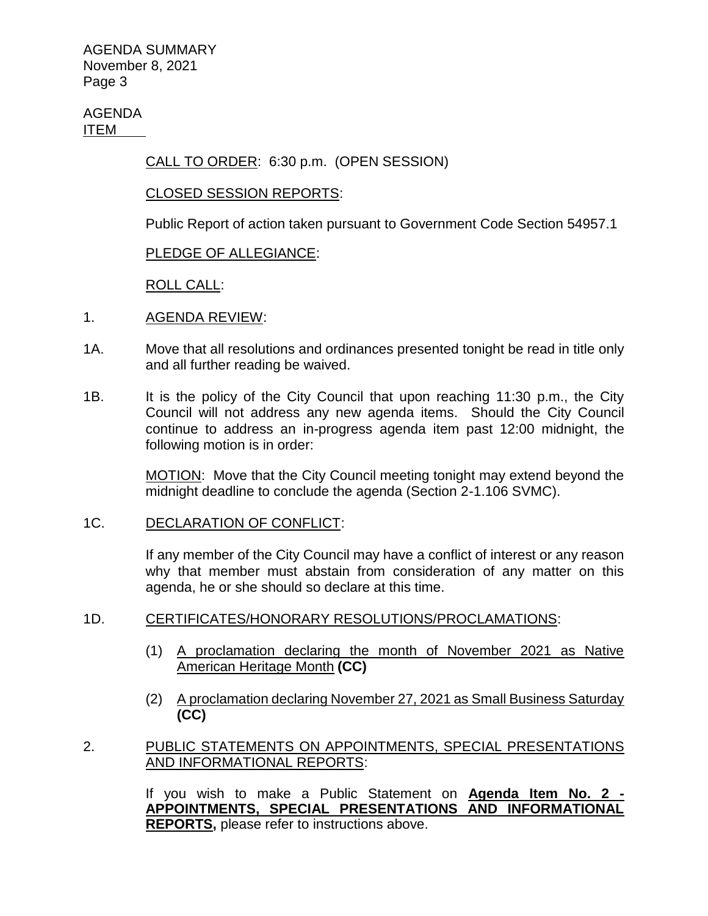AGENDA
ITEM

CALL TO ORDER: 6:30 p.m. (OPEN SESSION)

CLOSED SESSION REPORTS:

Public Report of action taken pursuant to Government Code Section 54957.1

PLEDGE OF ALLEGIANCE:

ROLL CALL:

1. AGENDA REVIEW:

1A. Move that all resolutions and ordinances presented tonight be read in title only and all further reading be waived.

1B. It is the policy of the City Council that upon reaching 11:30 p.m., the City Council will not address any new agenda items. Should the City Council continue to address an in-progress agenda item past 12:00 midnight, the following motion is in order:

MOTION: Move that the City Council meeting tonight may extend beyond the midnight deadline to conclude the agenda (Section 2-1.106 SVMC).

1C. DECLARATION OF CONFLICT:

If any member of the City Council may have a conflict of interest or any reason why that member must abstain from consideration of any matter on this agenda, he or she should so declare at this time.

1D. CERTIFICATES/HONORARY RESOLUTIONS/PROCLAMATIONS:

(1) A proclamation declaring the month of November 2021 as Native American Heritage Month **(CC)**

(2) A proclamation declaring November 27, 2021 as Small Business Saturday **(CC)**

2. PUBLIC STATEMENTS ON APPOINTMENTS, SPECIAL PRESENTATIONS AND INFORMATIONAL REPORTS:

If you wish to make a Public Statement on **Agenda Item No. 2 - APPOINTMENTS, SPECIAL PRESENTATIONS AND INFORMATIONAL REPORTS,** please refer to instructions above.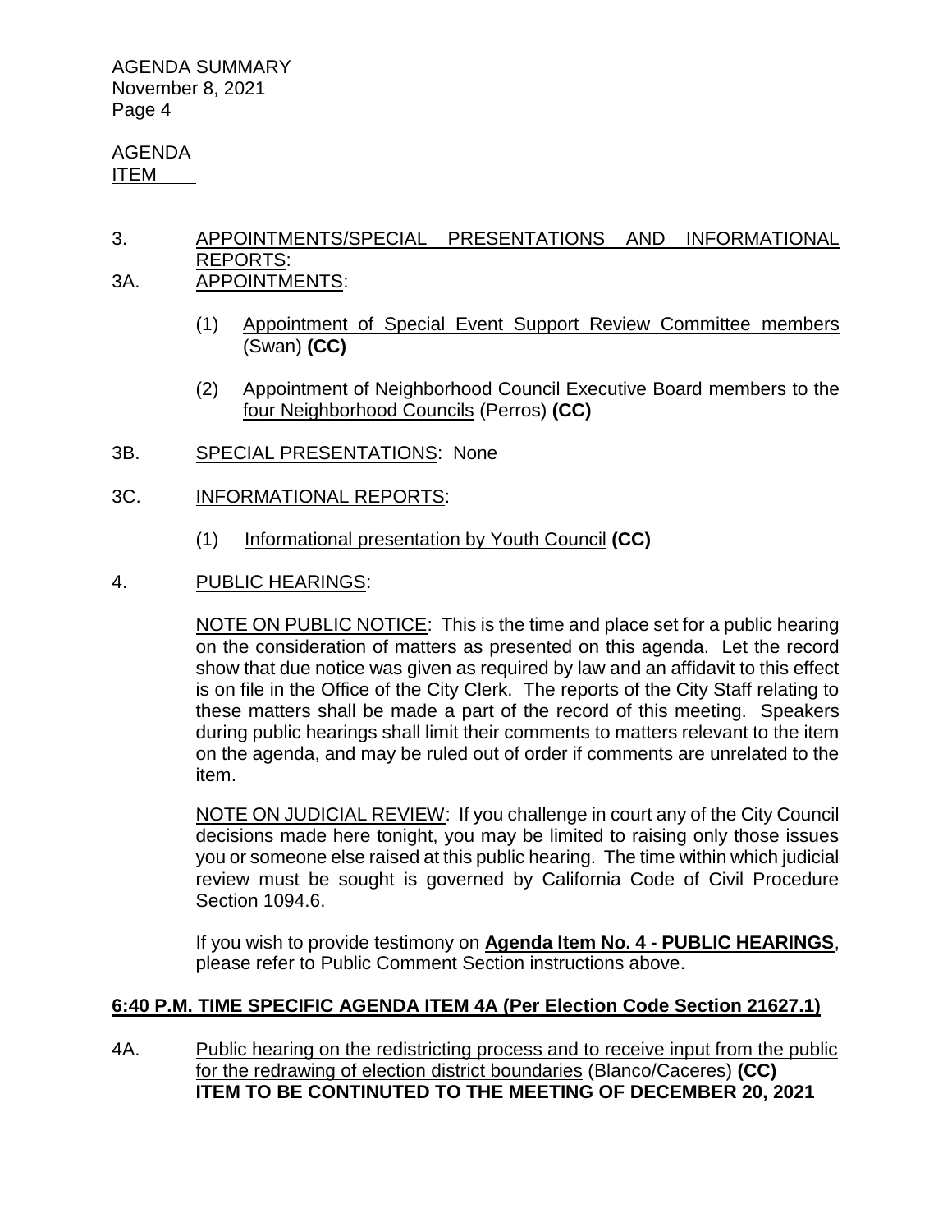AGENDA
ITEM

3. APPOINTMENTS/SPECIAL PRESENTATIONS AND INFORMATIONAL REPORTS:

3A. APPOINTMENTS:

(1) Appointment of Special Event Support Review Committee members (Swan) **(CC)**

(2) Appointment of Neighborhood Council Executive Board members to the four Neighborhood Councils (Perros) **(CC)**

3B. SPECIAL PRESENTATIONS: None

3C. INFORMATIONAL REPORTS:

(1) Informational presentation by Youth Council **(CC)**

4. PUBLIC HEARINGS:

NOTE ON PUBLIC NOTICE: This is the time and place set for a public hearing on the consideration of matters as presented on this agenda. Let the record show that due notice was given as required by law and an affidavit to this effect is on file in the Office of the City Clerk. The reports of the City Staff relating to these matters shall be made a part of the record of this meeting. Speakers during public hearings shall limit their comments to matters relevant to the item on the agenda, and may be ruled out of order if comments are unrelated to the item.

NOTE ON JUDICIAL REVIEW: If you challenge in court any of the City Council decisions made here tonight, you may be limited to raising only those issues you or someone else raised at this public hearing. The time within which judicial review must be sought is governed by California Code of Civil Procedure Section 1094.6.

If you wish to provide testimony on **Agenda Item No. 4 - PUBLIC HEARINGS**, please refer to Public Comment Section instructions above.

**6:40 P.M. TIME SPECIFIC AGENDA ITEM 4A (Per Election Code Section 21627.1)**

4A. Public hearing on the redistricting process and to receive input from the public for the redrawing of election district boundaries (Blanco/Caceres) **(CC)**
**ITEM TO BE CONTINUTED TO THE MEETING OF DECEMBER 20, 2021**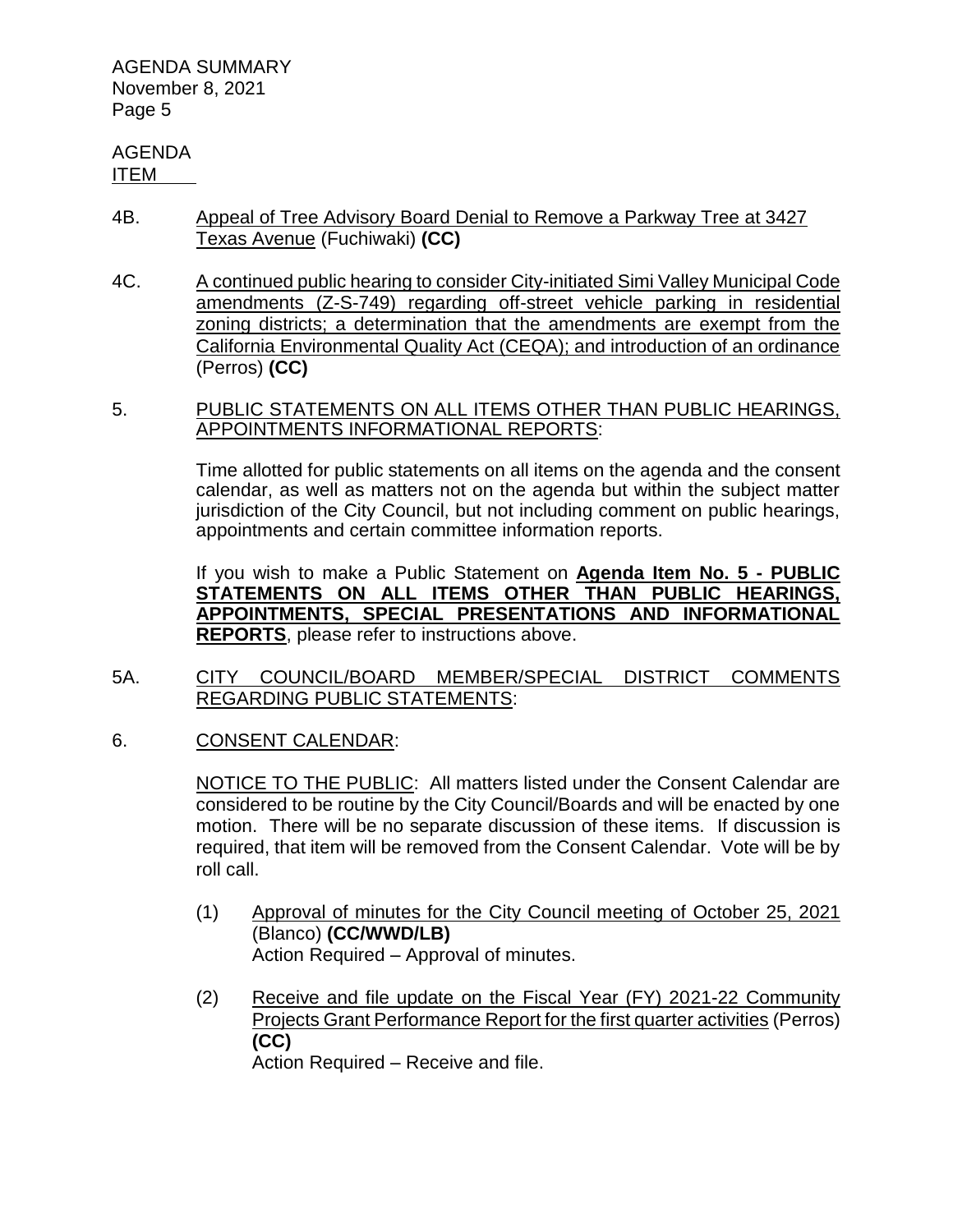AGENDA
ITEM

4B. Appeal of Tree Advisory Board Denial to Remove a Parkway Tree at 3427 Texas Avenue (Fuchiwaki) **(CC)**

4C. A continued public hearing to consider City-initiated Simi Valley Municipal Code amendments (Z-S-749) regarding off-street vehicle parking in residential zoning districts; a determination that the amendments are exempt from the California Environmental Quality Act (CEQA); and introduction of an ordinance (Perros) **(CC)**

5. PUBLIC STATEMENTS ON ALL ITEMS OTHER THAN PUBLIC HEARINGS, APPOINTMENTS INFORMATIONAL REPORTS:

Time allotted for public statements on all items on the agenda and the consent calendar, as well as matters not on the agenda but within the subject matter jurisdiction of the City Council, but not including comment on public hearings, appointments and certain committee information reports.

If you wish to make a Public Statement on **Agenda Item No. 5 - PUBLIC STATEMENTS ON ALL ITEMS OTHER THAN PUBLIC HEARINGS, APPOINTMENTS, SPECIAL PRESENTATIONS AND INFORMATIONAL REPORTS**, please refer to instructions above.

5A. CITY COUNCIL/BOARD MEMBER/SPECIAL DISTRICT COMMENTS REGARDING PUBLIC STATEMENTS:

6. CONSENT CALENDAR:

NOTICE TO THE PUBLIC: All matters listed under the Consent Calendar are considered to be routine by the City Council/Boards and will be enacted by one motion. There will be no separate discussion of these items. If discussion is required, that item will be removed from the Consent Calendar. Vote will be by roll call.

(1) Approval of minutes for the City Council meeting of October 25, 2021 (Blanco) **(CC/WWD/LB)**
Action Required – Approval of minutes.

(2) Receive and file update on the Fiscal Year (FY) 2021-22 Community Projects Grant Performance Report for the first quarter activities (Perros) **(CC)**
Action Required – Receive and file.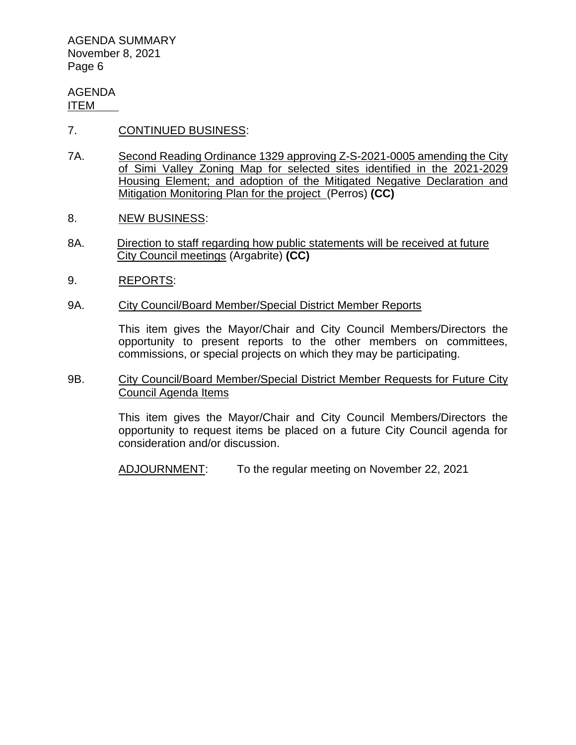AGENDA
ITEM

7. CONTINUED BUSINESS:

7A. Second Reading Ordinance 1329 approving Z-S-2021-0005 amending the City of Simi Valley Zoning Map for selected sites identified in the 2021-2029 Housing Element; and adoption of the Mitigated Negative Declaration and Mitigation Monitoring Plan for the project (Perros) **(CC)**

8. NEW BUSINESS:

8A. Direction to staff regarding how public statements will be received at future City Council meetings (Argabrite) **(CC)**

9. REPORTS:

9A. City Council/Board Member/Special District Member Reports

This item gives the Mayor/Chair and City Council Members/Directors the opportunity to present reports to the other members on committees, commissions, or special projects on which they may be participating.

9B. City Council/Board Member/Special District Member Requests for Future City Council Agenda Items

This item gives the Mayor/Chair and City Council Members/Directors the opportunity to request items be placed on a future City Council agenda for consideration and/or discussion.

ADJOURNMENT: To the regular meeting on November 22, 2021